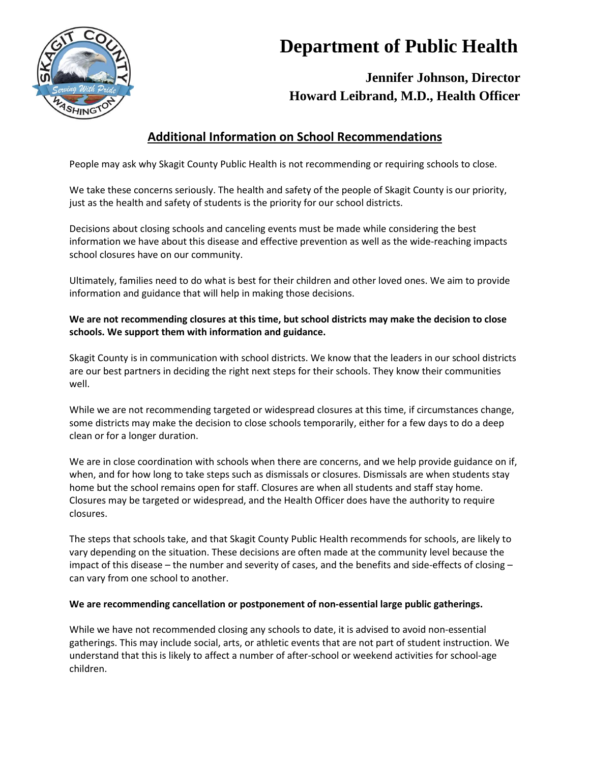# Department of Public Health

**Jennifer Johnson, Director**
**Howard Leibrand, M.D., Health Officer**

## Additional Information on School Recommendations

People may ask why Skagit County Public Health is not recommending or requiring schools to close.

We take these concerns seriously. The health and safety of the people of Skagit County is our priority, just as the health and safety of students is the priority for our school districts.

Decisions about closing schools and canceling events must be made while considering the best information we have about this disease and effective prevention as well as the wide-reaching impacts school closures have on our community.

Ultimately, families need to do what is best for their children and other loved ones. We aim to provide information and guidance that will help in making those decisions.

**We are not recommending closures at this time, but school districts may make the decision to close schools. We support them with information and guidance.**

Skagit County is in communication with school districts. We know that the leaders in our school districts are our best partners in deciding the right next steps for their schools. They know their communities well.

While we are not recommending targeted or widespread closures at this time, if circumstances change, some districts may make the decision to close schools temporarily, either for a few days to do a deep clean or for a longer duration.

We are in close coordination with schools when there are concerns, and we help provide guidance on if, when, and for how long to take steps such as dismissals or closures. Dismissals are when students stay home but the school remains open for staff. Closures are when all students and staff stay home. Closures may be targeted or widespread, and the Health Officer does have the authority to require closures.

The steps that schools take, and that Skagit County Public Health recommends for schools, are likely to vary depending on the situation. These decisions are often made at the community level because the impact of this disease – the number and severity of cases, and the benefits and side-effects of closing – can vary from one school to another.

**We are recommending cancellation or postponement of non-essential large public gatherings.**

While we have not recommended closing any schools to date, it is advised to avoid non-essential gatherings. This may include social, arts, or athletic events that are not part of student instruction. We understand that this is likely to affect a number of after-school or weekend activities for school-age children.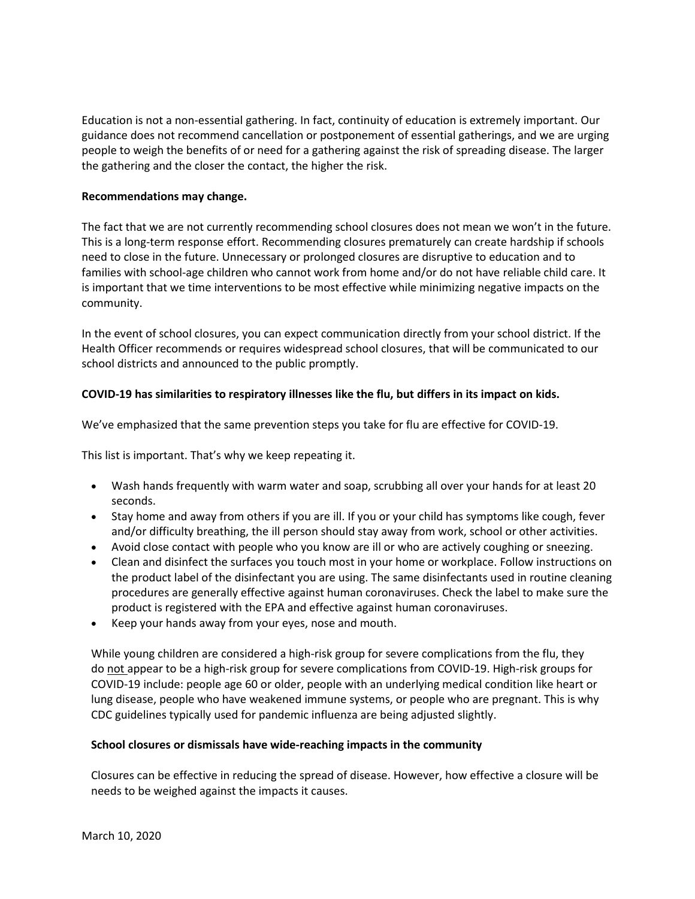Education is not a non-essential gathering. In fact, continuity of education is extremely important. Our guidance does not recommend cancellation or postponement of essential gatherings, and we are urging people to weigh the benefits of or need for a gathering against the risk of spreading disease. The larger the gathering and the closer the contact, the higher the risk.

**Recommendations may change.**

The fact that we are not currently recommending school closures does not mean we won't in the future. This is a long-term response effort. Recommending closures prematurely can create hardship if schools need to close in the future. Unnecessary or prolonged closures are disruptive to education and to families with school-age children who cannot work from home and/or do not have reliable child care. It is important that we time interventions to be most effective while minimizing negative impacts on the community.

In the event of school closures, you can expect communication directly from your school district. If the Health Officer recommends or requires widespread school closures, that will be communicated to our school districts and announced to the public promptly.

**COVID-19 has similarities to respiratory illnesses like the flu, but differs in its impact on kids.**

We've emphasized that the same prevention steps you take for flu are effective for COVID-19.

This list is important. That's why we keep repeating it.

- Wash hands frequently with warm water and soap, scrubbing all over your hands for at least 20 seconds.
- Stay home and away from others if you are ill. If you or your child has symptoms like cough, fever and/or difficulty breathing, the ill person should stay away from work, school or other activities.
- Avoid close contact with people who you know are ill or who are actively coughing or sneezing.
- Clean and disinfect the surfaces you touch most in your home or workplace. Follow instructions on the product label of the disinfectant you are using. The same disinfectants used in routine cleaning procedures are generally effective against human coronaviruses. Check the label to make sure the product is registered with the EPA and effective against human coronaviruses.
- Keep your hands away from your eyes, nose and mouth.

While young children are considered a high-risk group for severe complications from the flu, they do <u>not</u> appear to be a high-risk group for severe complications from COVID-19. High-risk groups for COVID-19 include: people age 60 or older, people with an underlying medical condition like heart or lung disease, people who have weakened immune systems, or people who are pregnant. This is why CDC guidelines typically used for pandemic influenza are being adjusted slightly.

**School closures or dismissals have wide-reaching impacts in the community**

Closures can be effective in reducing the spread of disease. However, how effective a closure will be needs to be weighed against the impacts it causes.

March 10, 2020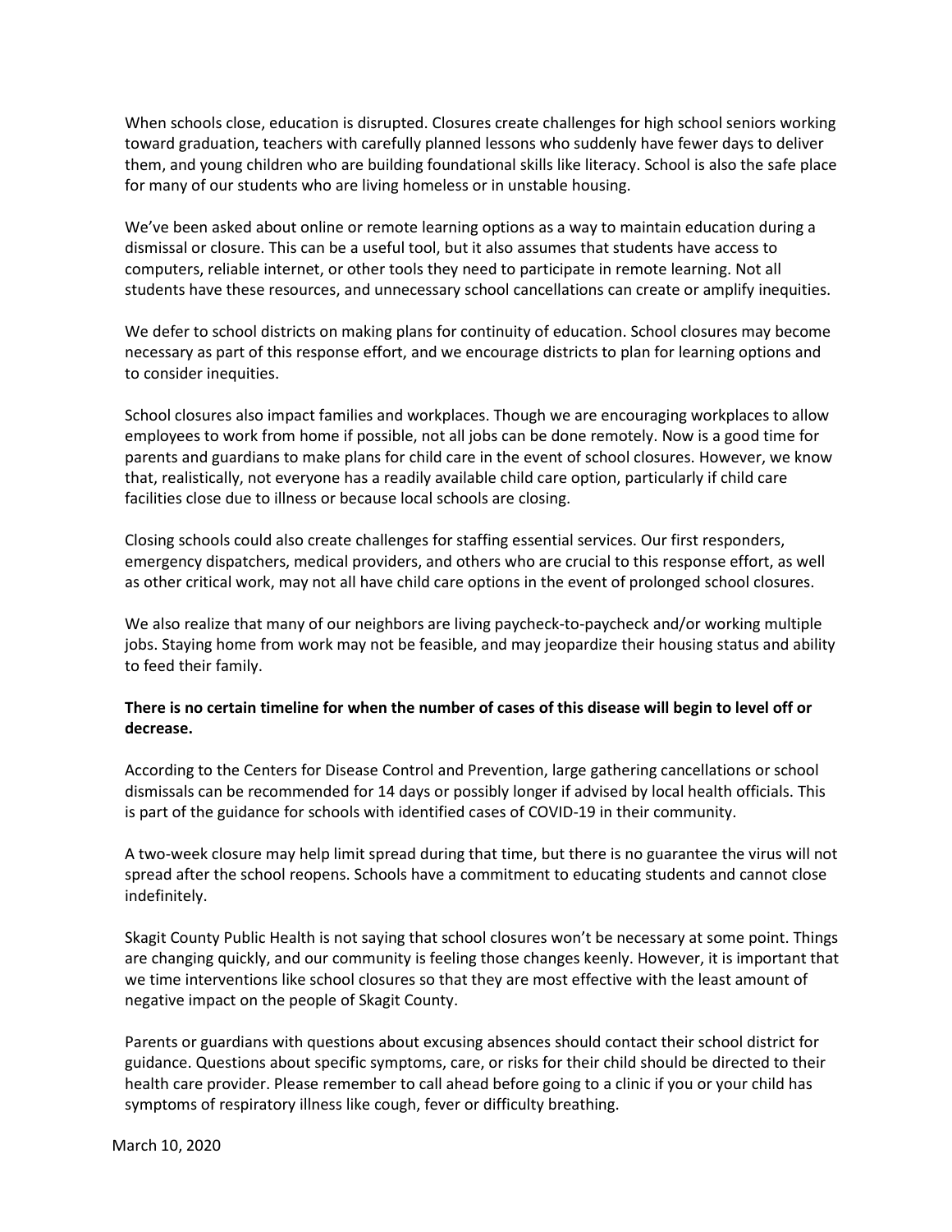When schools close, education is disrupted. Closures create challenges for high school seniors working toward graduation, teachers with carefully planned lessons who suddenly have fewer days to deliver them, and young children who are building foundational skills like literacy. School is also the safe place for many of our students who are living homeless or in unstable housing.

We've been asked about online or remote learning options as a way to maintain education during a dismissal or closure. This can be a useful tool, but it also assumes that students have access to computers, reliable internet, or other tools they need to participate in remote learning. Not all students have these resources, and unnecessary school cancellations can create or amplify inequities.

We defer to school districts on making plans for continuity of education. School closures may become necessary as part of this response effort, and we encourage districts to plan for learning options and to consider inequities.

School closures also impact families and workplaces. Though we are encouraging workplaces to allow employees to work from home if possible, not all jobs can be done remotely. Now is a good time for parents and guardians to make plans for child care in the event of school closures. However, we know that, realistically, not everyone has a readily available child care option, particularly if child care facilities close due to illness or because local schools are closing.

Closing schools could also create challenges for staffing essential services. Our first responders, emergency dispatchers, medical providers, and others who are crucial to this response effort, as well as other critical work, may not all have child care options in the event of prolonged school closures.

We also realize that many of our neighbors are living paycheck-to-paycheck and/or working multiple jobs. Staying home from work may not be feasible, and may jeopardize their housing status and ability to feed their family.

**There is no certain timeline for when the number of cases of this disease will begin to level off or decrease.**

According to the Centers for Disease Control and Prevention, large gathering cancellations or school dismissals can be recommended for 14 days or possibly longer if advised by local health officials. This is part of the guidance for schools with identified cases of COVID-19 in their community.

A two-week closure may help limit spread during that time, but there is no guarantee the virus will not spread after the school reopens. Schools have a commitment to educating students and cannot close indefinitely.

Skagit County Public Health is not saying that school closures won't be necessary at some point. Things are changing quickly, and our community is feeling those changes keenly. However, it is important that we time interventions like school closures so that they are most effective with the least amount of negative impact on the people of Skagit County.

Parents or guardians with questions about excusing absences should contact their school district for guidance. Questions about specific symptoms, care, or risks for their child should be directed to their health care provider. Please remember to call ahead before going to a clinic if you or your child has symptoms of respiratory illness like cough, fever or difficulty breathing.

March 10, 2020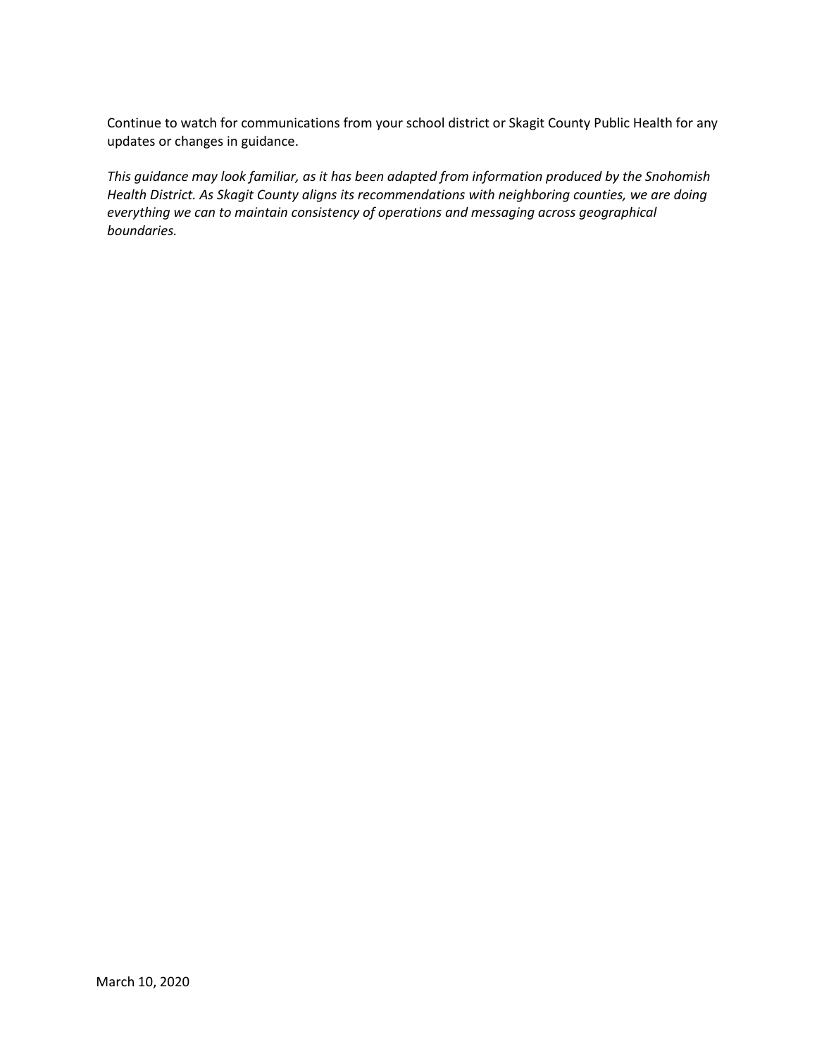Continue to watch for communications from your school district or Skagit County Public Health for any updates or changes in guidance.

*This guidance may look familiar, as it has been adapted from information produced by the Snohomish Health District. As Skagit County aligns its recommendations with neighboring counties, we are doing everything we can to maintain consistency of operations and messaging across geographical boundaries.*